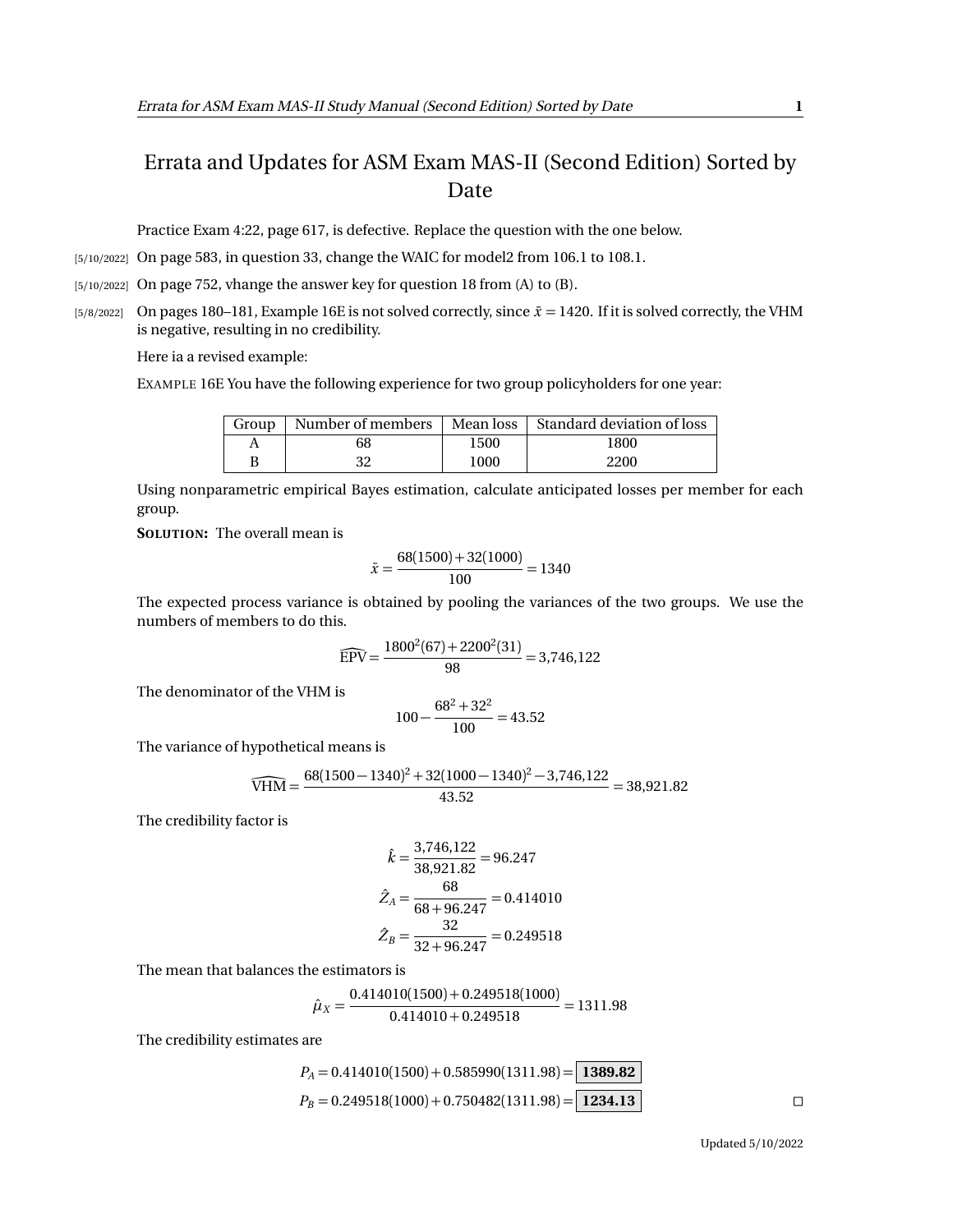# Errata and Updates for ASM Exam MAS-II (Second Edition) Sorted by Date

Practice Exam 4:22, page 617, is defective. Replace the question with the one below.

[5/10/2022] On page 583, in question 33, change the WAIC for model2 from 106.1 to 108.1.

[5/10/2022] On page 752, vhange the answer key for question 18 from (A) to (B).

[5/8/2022] On pages 180–181, Example 16E is not solved correctly, since $\bar{x} = 1420$. If it is solved correctly, the VHM is negative, resulting in no credibility.

Here ia a revised example:

EXAMPLE 16E You have the following experience for two group policyholders for one year:

| Group | Number of members | Mean loss | Standard deviation of loss |
|---|---|---|---|
| A | 68 | 1500 | 1800 |
| B | 32 | 1000 | 2200 |

Using nonparametric empirical Bayes estimation, calculate anticipated losses per member for each group.

**SOLUTION:** The overall mean is

$$\bar{x} = \frac{68(1500) + 32(1000)}{100} = 1340$$

The expected process variance is obtained by pooling the variances of the two groups. We use the numbers of members to do this.

$$\widehat{\text{EPV}} = \frac{1800^2(67) + 2200^2(31)}{98} = 3{,}746{,}122$$

The denominator of the VHM is

$$100 - \frac{68^2 + 32^2}{100} = 43.52$$

The variance of hypothetical means is

$$\widehat{\text{VHM}} = \frac{68(1500-1340)^2 + 32(1000-1340)^2 - 3{,}746{,}122}{43.52} = 38{,}921.82$$

The credibility factor is

$$\hat{k} = \frac{3{,}746{,}122}{38{,}921.82} = 96.247$$

$$\hat{Z}_A = \frac{68}{68 + 96.247} = 0.414010$$

$$\hat{Z}_B = \frac{32}{32 + 96.247} = 0.249518$$

The mean that balances the estimators is

$$\hat{\mu}_X = \frac{0.414010(1500) + 0.249518(1000)}{0.414010 + 0.249518} = 1311.98$$

The credibility estimates are

$$P_A = 0.414010(1500) + 0.585990(1311.98) = \boxed{\mathbf{1389.82}}$$

$$P_B = 0.249518(1000) + 0.750482(1311.98) = \boxed{\mathbf{1234.13}}$$

□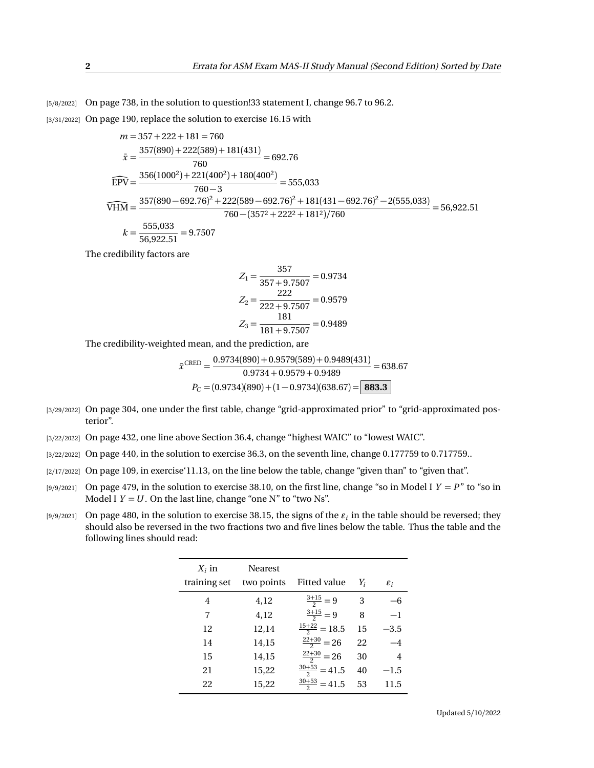[5/8/2022] On page 738, in the solution to question!33 statement I, change 96.7 to 96.2.

[3/31/2022] On page 190, replace the solution to exercise 16.15 with

$$m = 357 + 222 + 181 = 760$$

$$\bar{x} = \frac{357(890) + 222(589) + 181(431)}{760} = 692.76$$

$$\widehat{\text{EPV}} = \frac{356(1000^2) + 221(400^2) + 180(400^2)}{760 - 3} = 555{,}033$$

$$\widehat{\text{VHM}} = \frac{357(890 - 692.76)^2 + 222(589 - 692.76)^2 + 181(431 - 692.76)^2 - 2(555{,}033)}{760 - (357^2 + 222^2 + 181^2)/760} = 56{,}922.51$$

$$k = \frac{555{,}033}{56{,}922.51} = 9.7507$$

The credibility factors are

$$Z_1 = \frac{357}{357 + 9.7507} = 0.9734$$

$$Z_2 = \frac{222}{222 + 9.7507} = 0.9579$$

$$Z_3 = \frac{181}{181 + 9.7507} = 0.9489$$

The credibility-weighted mean, and the prediction, are

$$\bar{x}^{\text{CRED}} = \frac{0.9734(890) + 0.9579(589) + 0.9489(431)}{0.9734 + 0.9579 + 0.9489} = 638.67$$

$$P_C = (0.9734)(890) + (1 - 0.9734)(638.67) = \boxed{\mathbf{883.3}}$$

[3/29/2022] On page 304, one under the first table, change "grid-approximated prior" to "grid-approximated posterior".

[3/22/2022] On page 432, one line above Section 36.4, change "highest WAIC" to "lowest WAIC".

[3/22/2022] On page 440, in the solution to exercise 36.3, on the seventh line, change 0.177759 to 0.717759..

[2/17/2022] On page 109, in exercise'11.13, on the line below the table, change "given than" to "given that".

[9/9/2021] On page 479, in the solution to exercise 38.10, on the first line, change "so in Model I $Y = P$" to "so in Model I $Y = U$. On the last line, change "one N" to "two Ns".

[9/9/2021] On page 480, in the solution to exercise 38.15, the signs of the $\varepsilon_i$ in the table should be reversed; they should also be reversed in the two fractions two and five lines below the table. Thus the table and the following lines should read:

| $X_i$ in training set | Nearest two points | Fitted value | $Y_i$ | $\varepsilon_i$ |
|---|---|---|---|---|
| 4 | 4,12 | $\frac{3+15}{2} = 9$ | 3 | $-6$ |
| 7 | 4,12 | $\frac{3+15}{2} = 9$ | 8 | $-1$ |
| 12 | 12,14 | $\frac{15+22}{2} = 18.5$ | 15 | $-3.5$ |
| 14 | 14,15 | $\frac{22+30}{2} = 26$ | 22 | $-4$ |
| 15 | 14,15 | $\frac{22+30}{2} = 26$ | 30 | 4 |
| 21 | 15,22 | $\frac{30+53}{2} = 41.5$ | 40 | $-1.5$ |
| 22 | 15,22 | $\frac{30+53}{2} = 41.5$ | 53 | 11.5 |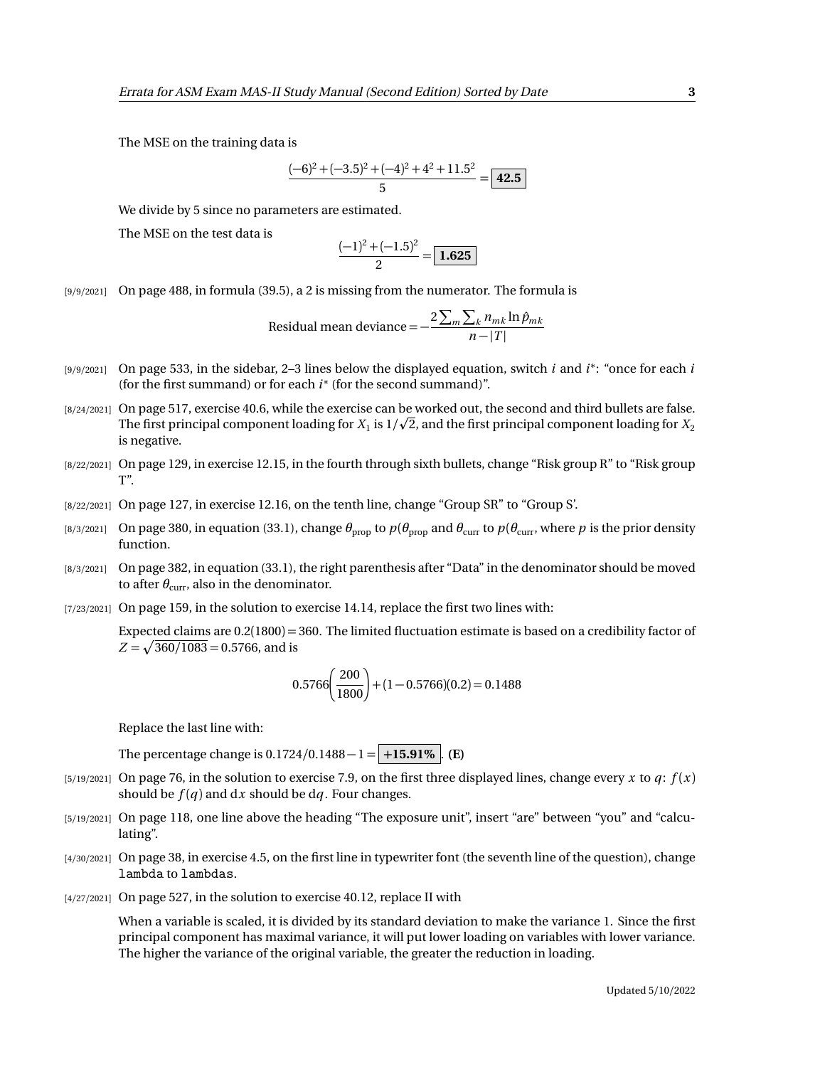The MSE on the training data is

$$\frac{(-6)^2 + (-3.5)^2 + (-4)^2 + 4^2 + 11.5^2}{5} = \boxed{\mathbf{42.5}}$$

We divide by 5 since no parameters are estimated.

The MSE on the test data is

$$\frac{(-1)^2 + (-1.5)^2}{2} = \boxed{\mathbf{1.625}}$$

[9/9/2021] On page 488, in formula (39.5), a 2 is missing from the numerator. The formula is

$$\text{Residual mean deviance} = -\frac{2\sum_m \sum_k n_{mk} \ln \hat{p}_{mk}}{n - |T|}$$

[9/9/2021] On page 533, in the sidebar, 2–3 lines below the displayed equation, switch $i$ and $i^*$: "once for each $i$ (for the first summand) or for each $i^*$ (for the second summand)".

[8/24/2021] On page 517, exercise 40.6, while the exercise can be worked out, the second and third bullets are false. The first principal component loading for $X_1$ is $1/\sqrt{2}$, and the first principal component loading for $X_2$ is negative.

[8/22/2021] On page 129, in exercise 12.15, in the fourth through sixth bullets, change "Risk group R" to "Risk group T".

[8/22/2021] On page 127, in exercise 12.16, on the tenth line, change "Group SR" to "Group S'.

[8/3/2021] On page 380, in equation (33.1), change $\theta_{\text{prop}}$ to $p(\theta_{\text{prop}}$ and $\theta_{\text{curr}}$ to $p(\theta_{\text{curr}}$, where $p$ is the prior density function.

[8/3/2021] On page 382, in equation (33.1), the right parenthesis after "Data" in the denominator should be moved to after $\theta_{\text{curr}}$, also in the denominator.

[7/23/2021] On page 159, in the solution to exercise 14.14, replace the first two lines with:

Expected claims are $0.2(1800) = 360$. The limited fluctuation estimate is based on a credibility factor of $Z = \sqrt{360/1083} = 0.5766$, and is

$$0.5766\left(\frac{200}{1800}\right) + (1 - 0.5766)(0.2) = 0.1488$$

Replace the last line with:

The percentage change is $0.1724/0.1488 - 1 = \boxed{\mathbf{+15.91\%}}$. **(E)**

[5/19/2021] On page 76, in the solution to exercise 7.9, on the first three displayed lines, change every $x$ to $q$: $f(x)$ should be $f(q)$ and $\mathrm{d}x$ should be $\mathrm{d}q$. Four changes.

[5/19/2021] On page 118, one line above the heading "The exposure unit", insert "are" between "you" and "calculating".

[4/30/2021] On page 38, in exercise 4.5, on the first line in typewriter font (the seventh line of the question), change `lambda` to `lambdas`.

[4/27/2021] On page 527, in the solution to exercise 40.12, replace II with

When a variable is scaled, it is divided by its standard deviation to make the variance 1. Since the first principal component has maximal variance, it will put lower loading on variables with lower variance. The higher the variance of the original variable, the greater the reduction in loading.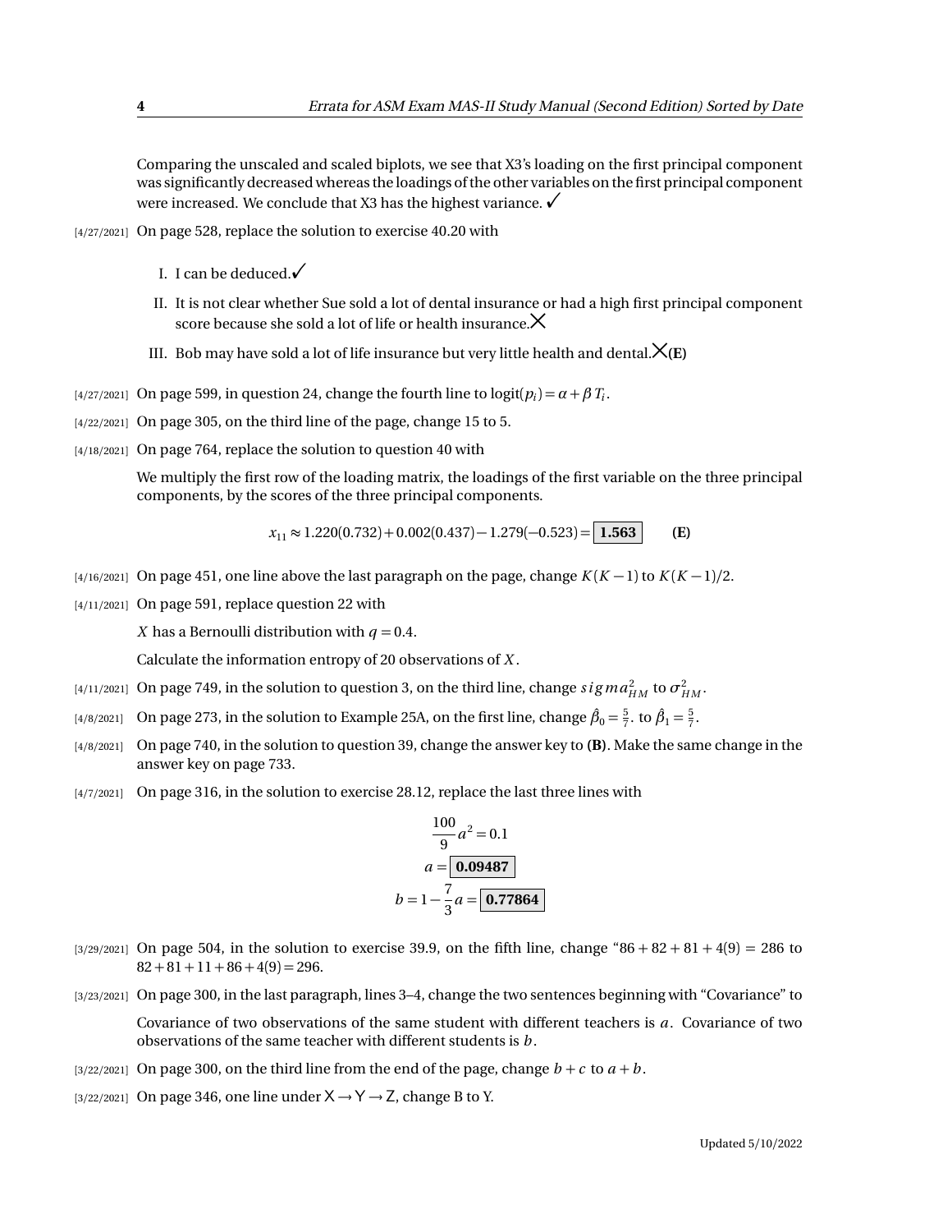Comparing the unscaled and scaled biplots, we see that X3's loading on the first principal component was significantly decreased whereas the loadings of the other variables on the first principal component were increased. We conclude that X3 has the highest variance. ✓

[4/27/2021] On page 528, replace the solution to exercise 40.20 with

I. I can be deduced.✓

II. It is not clear whether Sue sold a lot of dental insurance or had a high first principal component score because she sold a lot of life or health insurance.✗

III. Bob may have sold a lot of life insurance but very little health and dental.✗**(E)**

[4/27/2021] On page 599, in question 24, change the fourth line to $\text{logit}(p_i) = \alpha + \beta T_i$.

[4/22/2021] On page 305, on the third line of the page, change 15 to 5.

[4/18/2021] On page 764, replace the solution to question 40 with

We multiply the first row of the loading matrix, the loadings of the first variable on the three principal components, by the scores of the three principal components.

$$x_{11} \approx 1.220(0.732) + 0.002(0.437) - 1.279(-0.523) = \boxed{\mathbf{1.563}} \qquad \textbf{(E)}$$

[4/16/2021] On page 451, one line above the last paragraph on the page, change $K(K-1)$ to $K(K-1)/2$.

[4/11/2021] On page 591, replace question 22 with

$X$ has a Bernoulli distribution with $q = 0.4$.

Calculate the information entropy of 20 observations of $X$.

[4/11/2021] On page 749, in the solution to question 3, on the third line, change $sigma^2_{HM}$ to $\sigma^2_{HM}$.

[4/8/2021] On page 273, in the solution to Example 25A, on the first line, change $\hat{\beta}_0 = \frac{5}{7}$. to $\hat{\beta}_1 = \frac{5}{7}$.

[4/8/2021] On page 740, in the solution to question 39, change the answer key to **(B)**. Make the same change in the answer key on page 733.

[4/7/2021] On page 316, in the solution to exercise 28.12, replace the last three lines with

$$\frac{100}{9}a^2 = 0.1$$
$$a = \boxed{\mathbf{0.09487}}$$
$$b = 1 - \frac{7}{3}a = \boxed{\mathbf{0.77864}}$$

[3/29/2021] On page 504, in the solution to exercise 39.9, on the fifth line, change "$86 + 82 + 81 + 4(9) = 286$ to $82 + 81 + 11 + 86 + 4(9) = 296$.

[3/23/2021] On page 300, in the last paragraph, lines 3–4, change the two sentences beginning with "Covariance" to

Covariance of two observations of the same student with different teachers is $a$. Covariance of two observations of the same teacher with different students is $b$.

[3/22/2021] On page 300, on the third line from the end of the page, change $b + c$ to $a + b$.

[3/22/2021] On page 346, one line under $\mathsf{X} \to \mathsf{Y} \to \mathsf{Z}$, change B to Y.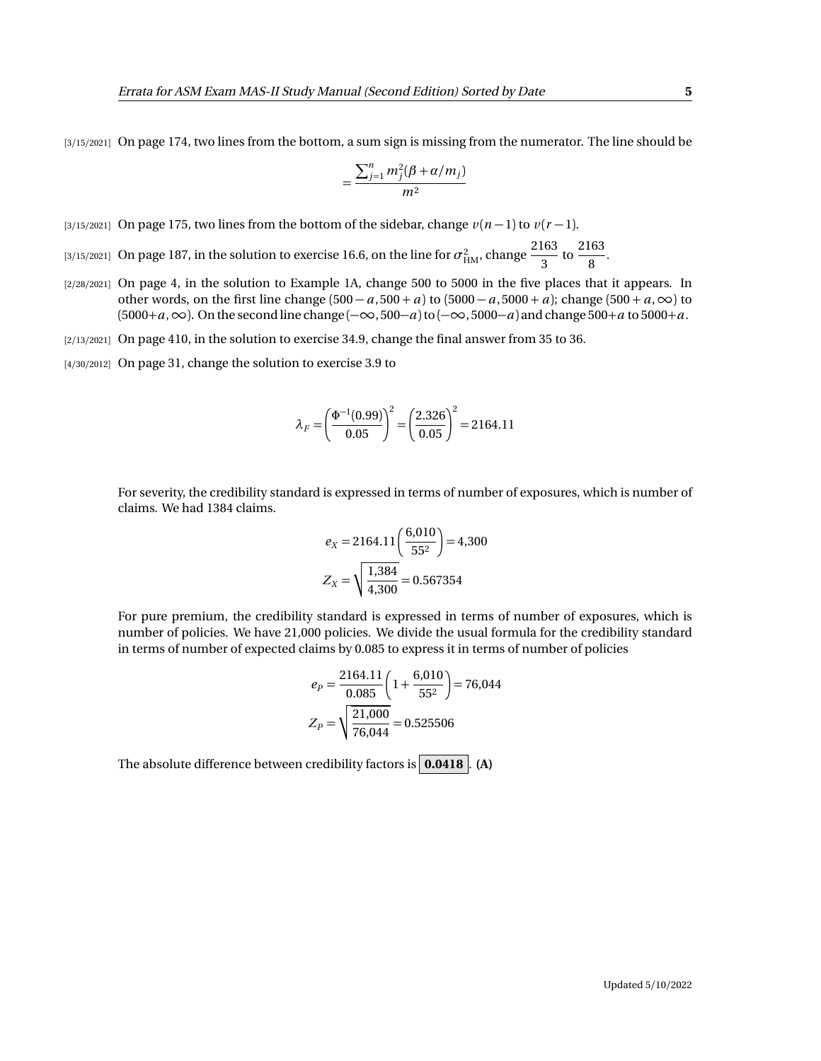[3/15/2021] On page 174, two lines from the bottom, a sum sign is missing from the numerator. The line should be

$$= \frac{\sum_{j=1}^{n} m_j^2(\beta + \alpha/m_j)}{m^2}$$

[3/15/2021] On page 175, two lines from the bottom of the sidebar, change $v(n-1)$ to $v(r-1)$.

[3/15/2021] On page 187, in the solution to exercise 16.6, on the line for $\sigma^2_{\text{HM}}$, change $\frac{2163}{3}$ to $\frac{2163}{8}$.

[2/28/2021] On page 4, in the solution to Example 1A, change 500 to 5000 in the five places that it appears. In other words, on the first line change $(500-a, 500+a)$ to $(5000-a, 5000+a)$; change $(500+a, \infty)$ to $(5000+a, \infty)$. On the second line change $(-\infty, 500-a)$ to $(-\infty, 5000-a)$ and change $500+a$ to $5000+a$.

[2/13/2021] On page 410, in the solution to exercise 34.9, change the final answer from 35 to 36.

[4/30/2012] On page 31, change the solution to exercise 3.9 to

$$\lambda_F = \left(\frac{\Phi^{-1}(0.99)}{0.05}\right)^2 = \left(\frac{2.326}{0.05}\right)^2 = 2164.11$$

For severity, the credibility standard is expressed in terms of number of exposures, which is number of claims. We had 1384 claims.

$$e_X = 2164.11\left(\frac{6{,}010}{55^2}\right) = 4{,}300$$

$$Z_X = \sqrt{\frac{1{,}384}{4{,}300}} = 0.567354$$

For pure premium, the credibility standard is expressed in terms of number of exposures, which is number of policies. We have 21,000 policies. We divide the usual formula for the credibility standard in terms of number of expected claims by 0.085 to express it in terms of number of policies

$$e_P = \frac{2164.11}{0.085}\left(1 + \frac{6{,}010}{55^2}\right) = 76{,}044$$

$$Z_P = \sqrt{\frac{21{,}000}{76{,}044}} = 0.525506$$

The absolute difference between credibility factors is **0.0418**. **(A)**